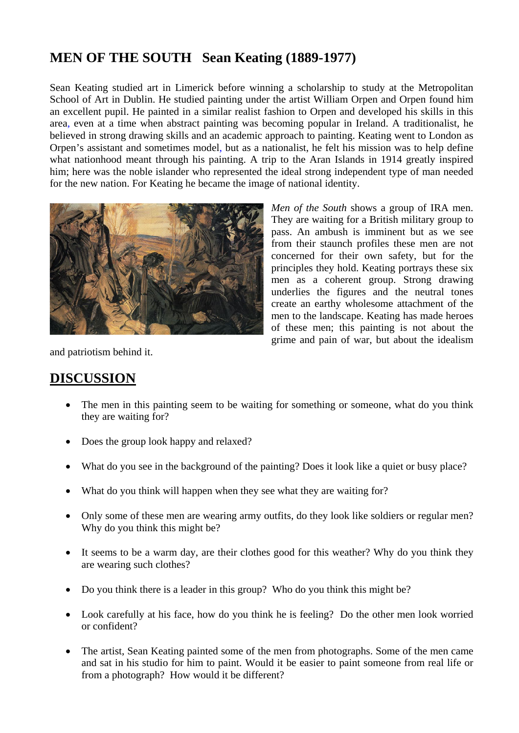# MEN OF THE SOUTH Sean Keating (1889-1977)

Sean Keating studied art in Limerick before winning a scholarship to study at the Metropolitan School of Art in Dublin. He studied painting under the artist William Orpen and Orpen found him an excellent pupil. He painted in a similar realist fashion to Orpen and developed his skills in this area, even at a time when abstract painting was becoming popular in Ireland. A traditionalist, he believed in strong drawing skills and an academic approach to painting. Keating went to London as Orpen's assistant and sometimes model, but as a nationalist, he felt his mission was to help define what nationhood meant through his painting. A trip to the Aran Islands in 1914 greatly inspired him; here was the noble islander who represented the ideal strong independent type of man needed for the new nation. For Keating he became the image of national identity.

*Men of the South* shows a group of IRA men. They are waiting for a British military group to pass. An ambush is imminent but as we see from their staunch profiles these men are not concerned for their own safety, but for the principles they hold. Keating portrays these six men as a coherent group. Strong drawing underlies the figures and the neutral tones create an earthy wholesome attachment of the men to the landscape. Keating has made heroes of these men; this painting is not about the grime and pain of war, but about the idealism and patriotism behind it.

## DISCUSSION

- The men in this painting seem to be waiting for something or someone, what do you think they are waiting for?
- Does the group look happy and relaxed?
- What do you see in the background of the painting? Does it look like a quiet or busy place?
- What do you think will happen when they see what they are waiting for?
- Only some of these men are wearing army outfits, do they look like soldiers or regular men? Why do you think this might be?
- It seems to be a warm day, are their clothes good for this weather? Why do you think they are wearing such clothes?
- Do you think there is a leader in this group? Who do you think this might be?
- Look carefully at his face, how do you think he is feeling? Do the other men look worried or confident?
- The artist, Sean Keating painted some of the men from photographs. Some of the men came and sat in his studio for him to paint. Would it be easier to paint someone from real life or from a photograph? How would it be different?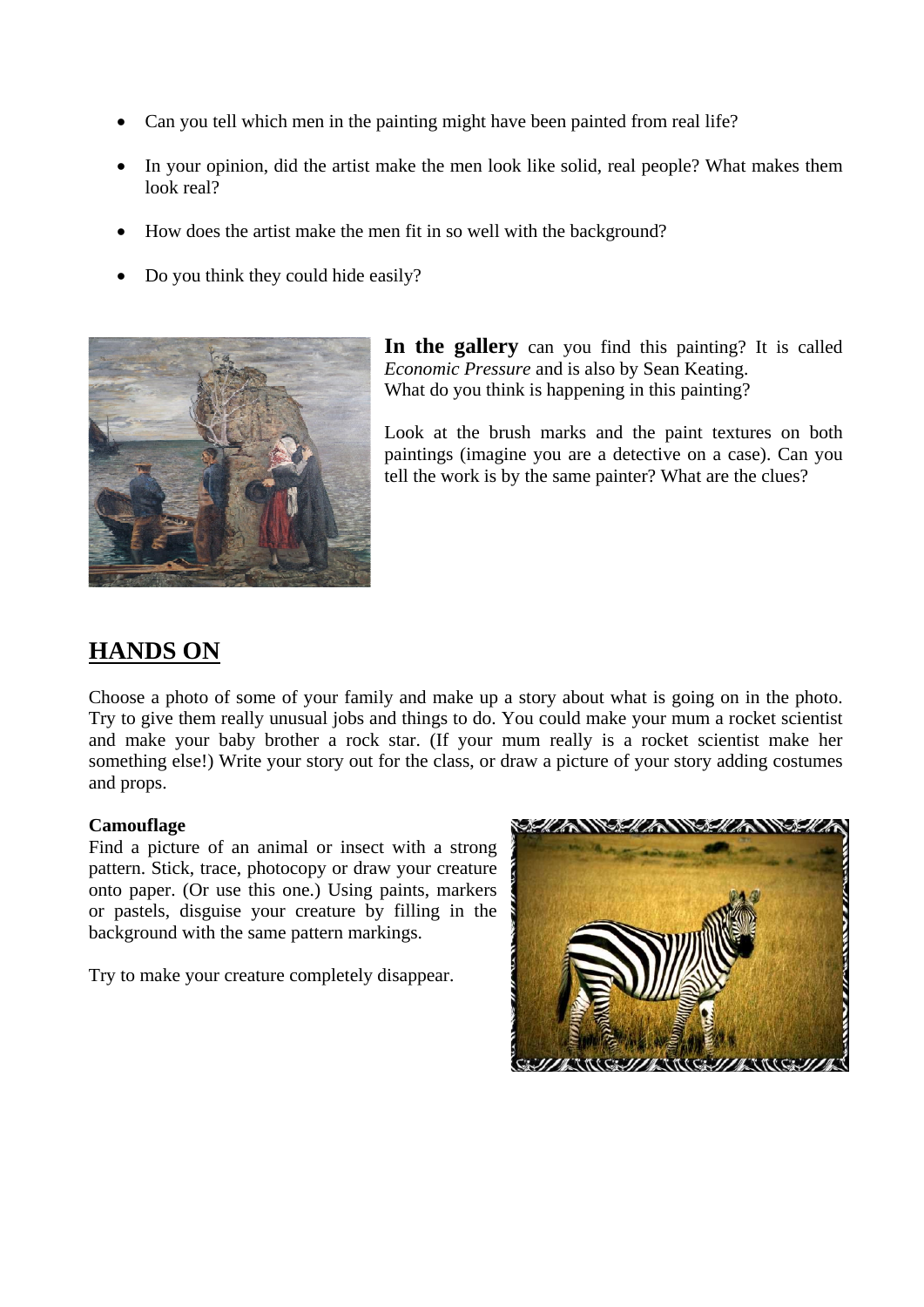- Can you tell which men in the painting might have been painted from real life?
- In your opinion, did the artist make the men look like solid, real people? What makes them look real?
- How does the artist make the men fit in so well with the background?
- Do you think they could hide easily?

**In the gallery** can you find this painting? It is called *Economic Pressure* and is also by Sean Keating. What do you think is happening in this painting?

Look at the brush marks and the paint textures on both paintings (imagine you are a detective on a case). Can you tell the work is by the same painter? What are the clues?

## HANDS ON

Choose a photo of some of your family and make up a story about what is going on in the photo. Try to give them really unusual jobs and things to do. You could make your mum a rocket scientist and make your baby brother a rock star. (If your mum really is a rocket scientist make her something else!) Write your story out for the class, or draw a picture of your story adding costumes and props.

**Camouflage**
Find a picture of an animal or insect with a strong pattern. Stick, trace, photocopy or draw your creature onto paper. (Or use this one.) Using paints, markers or pastels, disguise your creature by filling in the background with the same pattern markings.

Try to make your creature completely disappear.